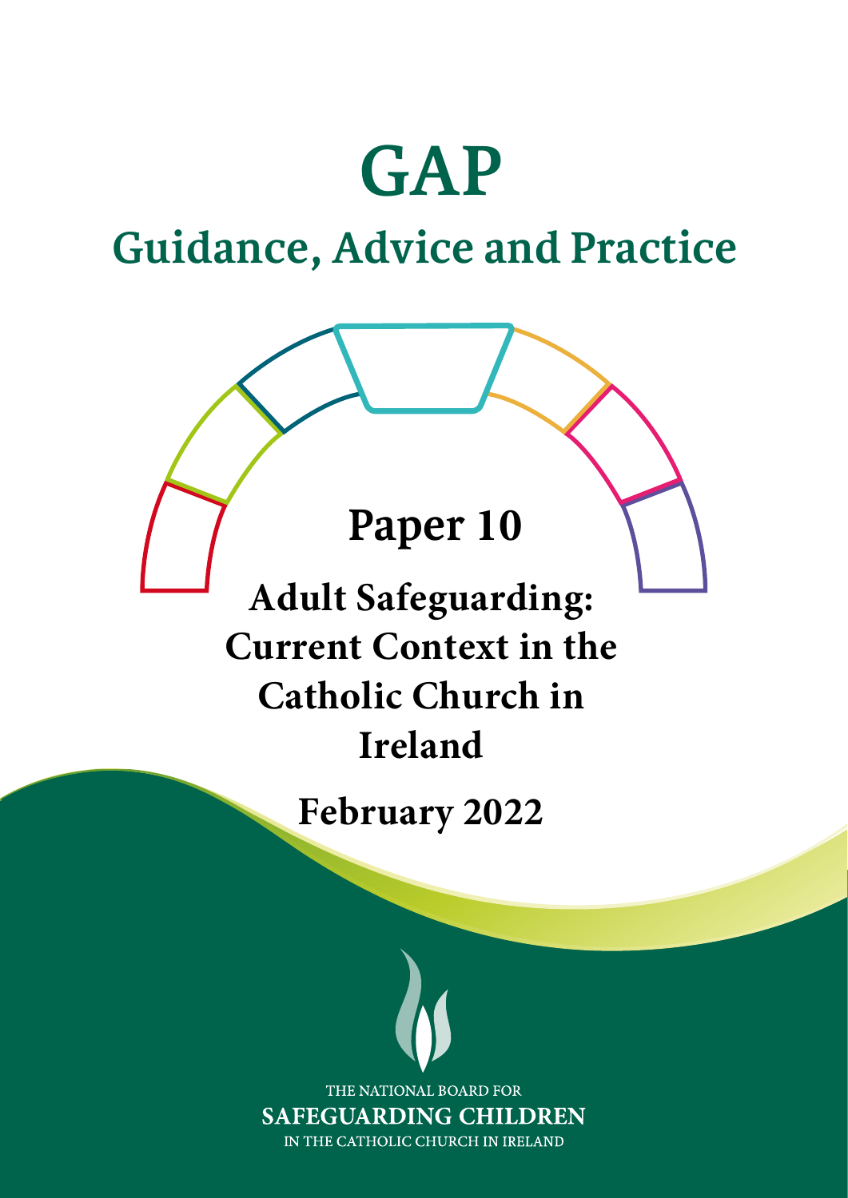# GAP

## Guidance, Advice and Practice

## Paper 10

## Adult Safeguarding: Current Context in the Catholic Church in Ireland

**February 2022**

THE NATIONAL BOARD FOR
SAFEGUARDING CHILDREN
IN THE CATHOLIC CHURCH IN IRELAND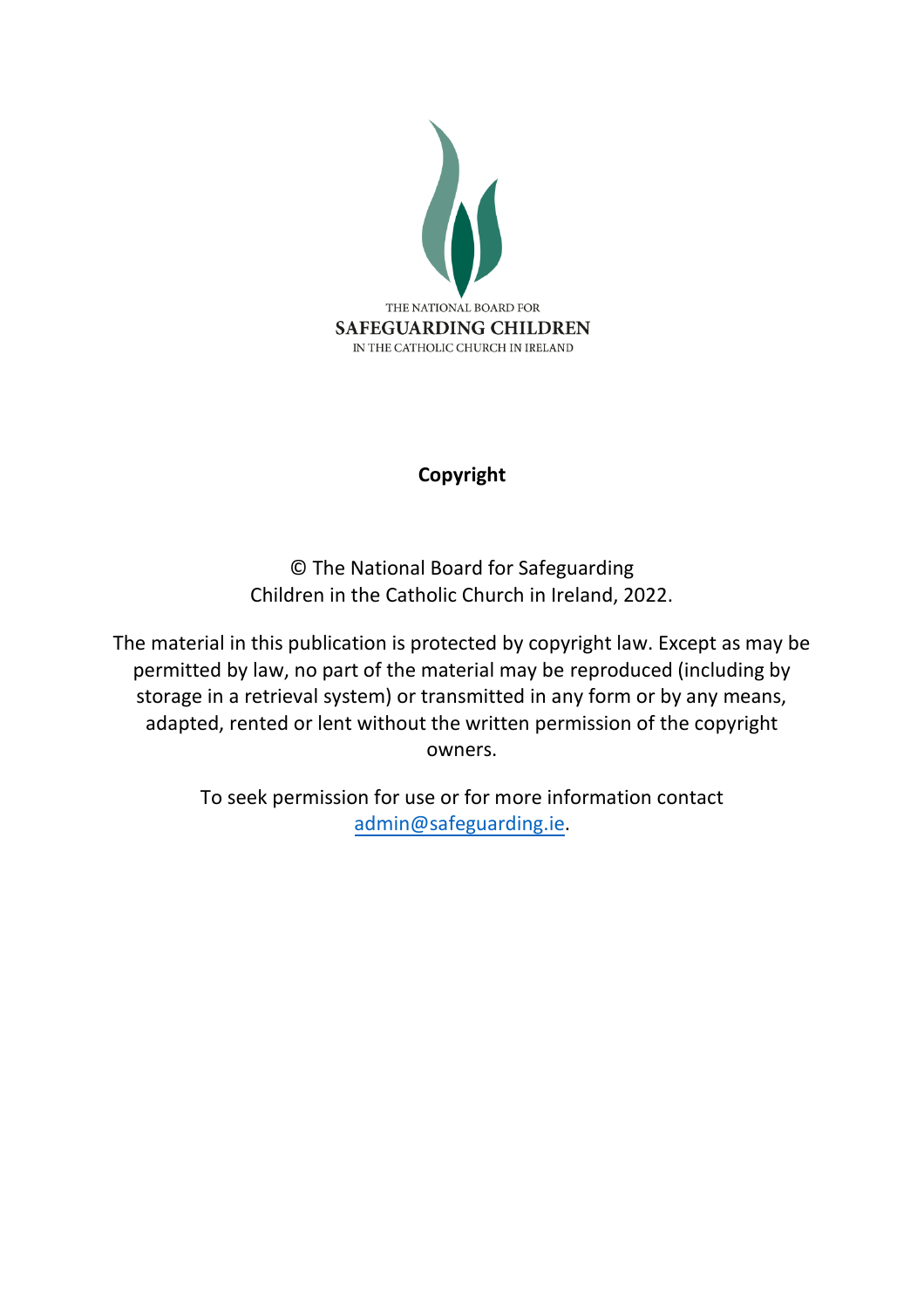THE NATIONAL BOARD FOR
**SAFEGUARDING CHILDREN**
IN THE CATHOLIC CHURCH IN IRELAND

## Copyright

© The National Board for Safeguarding Children in the Catholic Church in Ireland, 2022.

The material in this publication is protected by copyright law. Except as may be permitted by law, no part of the material may be reproduced (including by storage in a retrieval system) or transmitted in any form or by any means, adapted, rented or lent without the written permission of the copyright owners.

To seek permission for use or for more information contact admin@safeguarding.ie.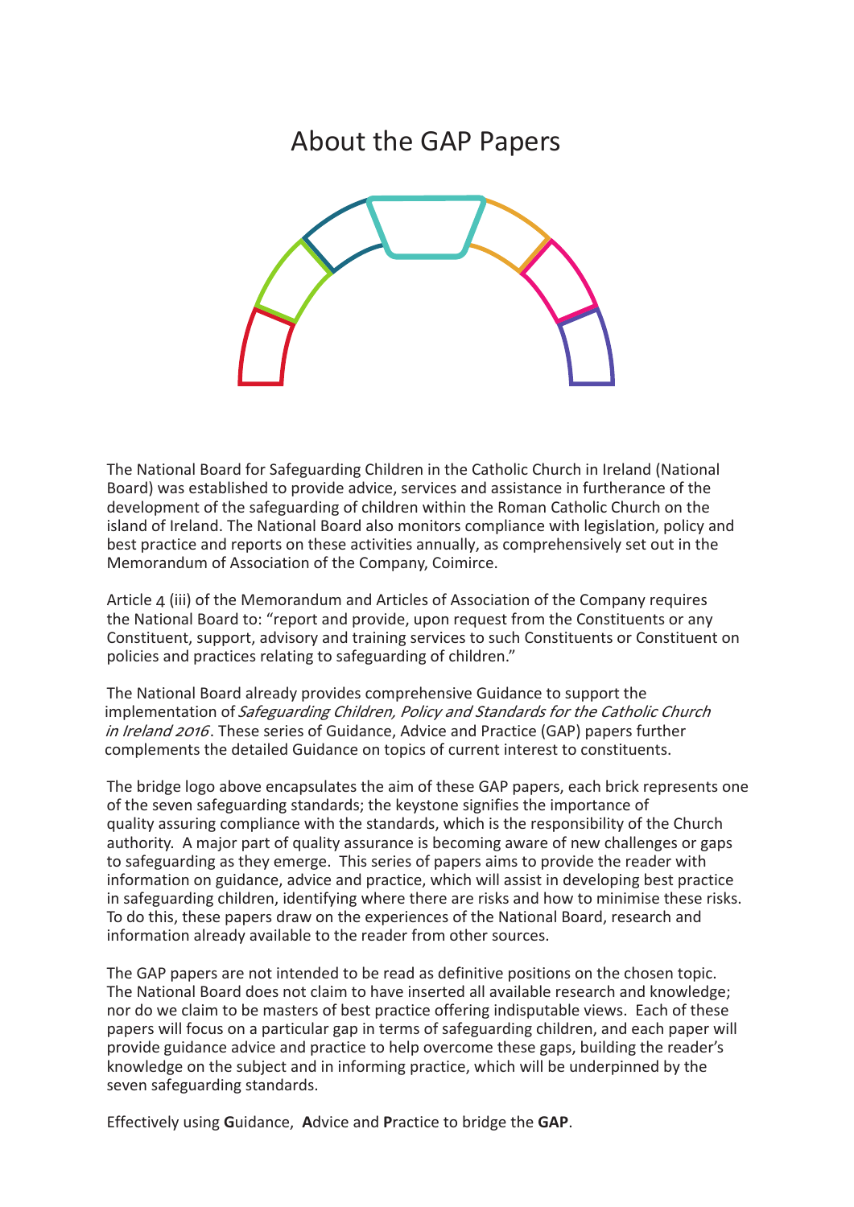# About the GAP Papers

The National Board for Safeguarding Children in the Catholic Church in Ireland (National Board) was established to provide advice, services and assistance in furtherance of the development of the safeguarding of children within the Roman Catholic Church on the island of Ireland. The National Board also monitors compliance with legislation, policy and best practice and reports on these activities annually, as comprehensively set out in the Memorandum of Association of the Company, Coimirce.

Article 4 (iii) of the Memorandum and Articles of Association of the Company requires the National Board to: "report and provide, upon request from the Constituents or any Constituent, support, advisory and training services to such Constituents or Constituent on policies and practices relating to safeguarding of children."

The National Board already provides comprehensive Guidance to support the implementation of *Safeguarding Children, Policy and Standards for the Catholic Church in Ireland 2016*. These series of Guidance, Advice and Practice (GAP) papers further complements the detailed Guidance on topics of current interest to constituents.

The bridge logo above encapsulates the aim of these GAP papers, each brick represents one of the seven safeguarding standards; the keystone signifies the importance of quality assuring compliance with the standards, which is the responsibility of the Church authority. A major part of quality assurance is becoming aware of new challenges or gaps to safeguarding as they emerge. This series of papers aims to provide the reader with information on guidance, advice and practice, which will assist in developing best practice in safeguarding children, identifying where there are risks and how to minimise these risks. To do this, these papers draw on the experiences of the National Board, research and information already available to the reader from other sources.

The GAP papers are not intended to be read as definitive positions on the chosen topic. The National Board does not claim to have inserted all available research and knowledge; nor do we claim to be masters of best practice offering indisputable views. Each of these papers will focus on a particular gap in terms of safeguarding children, and each paper will provide guidance advice and practice to help overcome these gaps, building the reader's knowledge on the subject and in informing practice, which will be underpinned by the seven safeguarding standards.

Effectively using **G**uidance, **A**dvice and **P**ractice to bridge the **GAP**.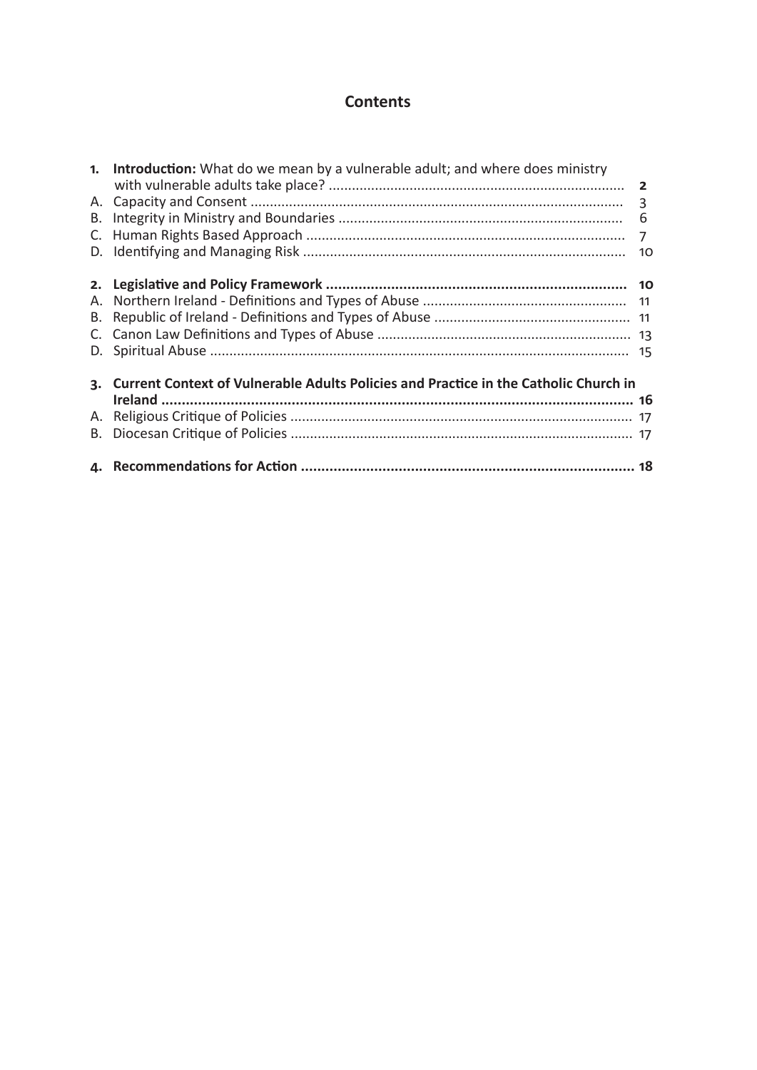# Contents

1. **Introduction:** What do we mean by a vulnerable adult; and where does ministry with vulnerable adults take place? ............................................................................ **2**
   - A. Capacity and Consent ............................................................................................ 3
   - B. Integrity in Ministry and Boundaries ......................................................................... 6
   - C. Human Rights Based Approach .................................................................................. 7
   - D. Identifying and Managing Risk .................................................................................. 10

2. **Legislative and Policy Framework ........................................................................... 10**
   - A. Northern Ireland - Definitions and Types of Abuse ..................................................... 11
   - B. Republic of Ireland - Definitions and Types of Abuse ................................................... 11
   - C. Canon Law Definitions and Types of Abuse .................................................................. 13
   - D. Spiritual Abuse ........................................................................................................ 15

3. **Current Context of Vulnerable Adults Policies and Practice in the Catholic Church in Ireland .................................................................................................................... 16**
   - A. Religious Critique of Policies ....................................................................................... 17
   - B. Diocesan Critique of Policies ........................................................................................ 17

4. **Recommendations for Action .................................................................................. 18**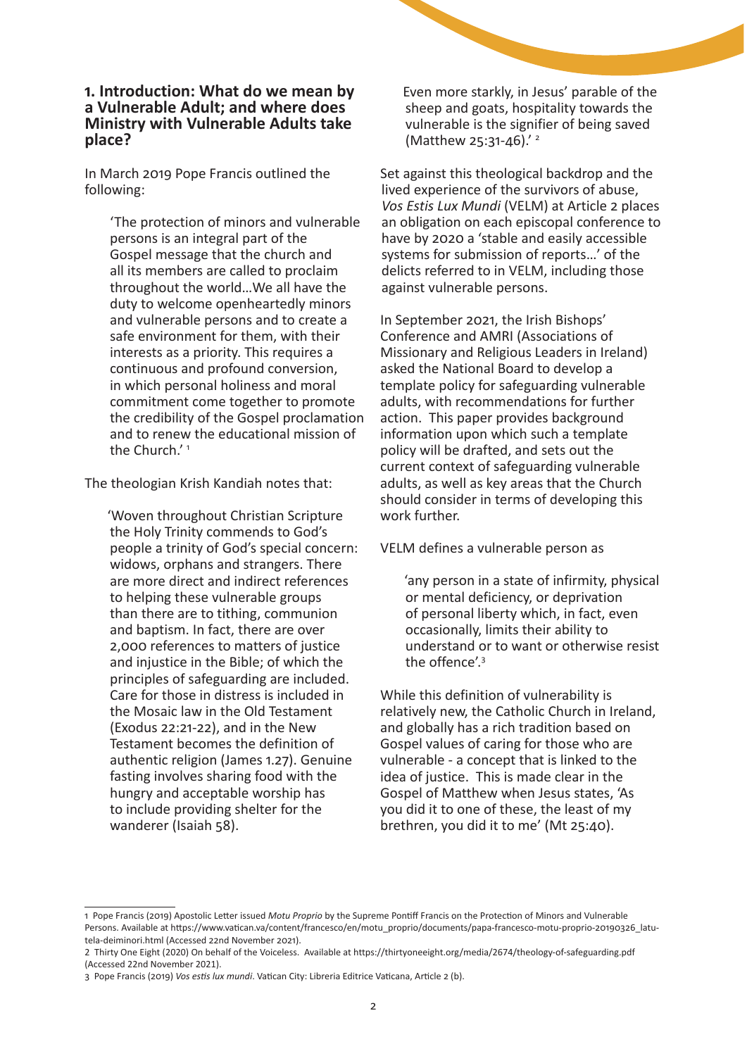## 1. Introduction: What do we mean by a Vulnerable Adult; and where does Ministry with Vulnerable Adults take place?

In March 2019 Pope Francis outlined the following:

> 'The protection of minors and vulnerable persons is an integral part of the Gospel message that the church and all its members are called to proclaim throughout the world…We all have the duty to welcome openheartedly minors and vulnerable persons and to create a safe environment for them, with their interests as a priority. This requires a continuous and profound conversion, in which personal holiness and moral commitment come together to promote the credibility of the Gospel proclamation and to renew the educational mission of the Church.' [1]

The theologian Krish Kandiah notes that:

> 'Woven throughout Christian Scripture the Holy Trinity commends to God's people a trinity of God's special concern: widows, orphans and strangers. There are more direct and indirect references to helping these vulnerable groups than there are to tithing, communion and baptism. In fact, there are over 2,000 references to matters of justice and injustice in the Bible; of which the principles of safeguarding are included. Care for those in distress is included in the Mosaic law in the Old Testament (Exodus 22:21-22), and in the New Testament becomes the definition of authentic religion (James 1.27). Genuine fasting involves sharing food with the hungry and acceptable worship has to include providing shelter for the wanderer (Isaiah 58).
>
> Even more starkly, in Jesus' parable of the sheep and goats, hospitality towards the vulnerable is the signifier of being saved (Matthew 25:31-46).' [2]

Set against this theological backdrop and the lived experience of the survivors of abuse, *Vos Estis Lux Mundi* (VELM) at Article 2 places an obligation on each episcopal conference to have by 2020 a 'stable and easily accessible systems for submission of reports…' of the delicts referred to in VELM, including those against vulnerable persons.

In September 2021, the Irish Bishops' Conference and AMRI (Associations of Missionary and Religious Leaders in Ireland) asked the National Board to develop a template policy for safeguarding vulnerable adults, with recommendations for further action. This paper provides background information upon which such a template policy will be drafted, and sets out the current context of safeguarding vulnerable adults, as well as key areas that the Church should consider in terms of developing this work further.

VELM defines a vulnerable person as

> 'any person in a state of infirmity, physical or mental deficiency, or deprivation of personal liberty which, in fact, even occasionally, limits their ability to understand or to want or otherwise resist the offence'.[3]

While this definition of vulnerability is relatively new, the Catholic Church in Ireland, and globally has a rich tradition based on Gospel values of caring for those who are vulnerable - a concept that is linked to the idea of justice. This is made clear in the Gospel of Matthew when Jesus states, 'As you did it to one of these, the least of my brethren, you did it to me' (Mt 25:40).

---

1 Pope Francis (2019) Apostolic Letter issued *Motu Proprio* by the Supreme Pontiff Francis on the Protection of Minors and Vulnerable Persons. Available at https://www.vatican.va/content/francesco/en/motu_proprio/documents/papa-francesco-motu-proprio-20190326_latutela-deiminori.html (Accessed 22nd November 2021).

2 Thirty One Eight (2020) On behalf of the Voiceless. Available at https://thirtyoneeight.org/media/2674/theology-of-safeguarding.pdf (Accessed 22nd November 2021).

3 Pope Francis (2019) *Vos estis lux mundi*. Vatican City: Libreria Editrice Vaticana, Article 2 (b).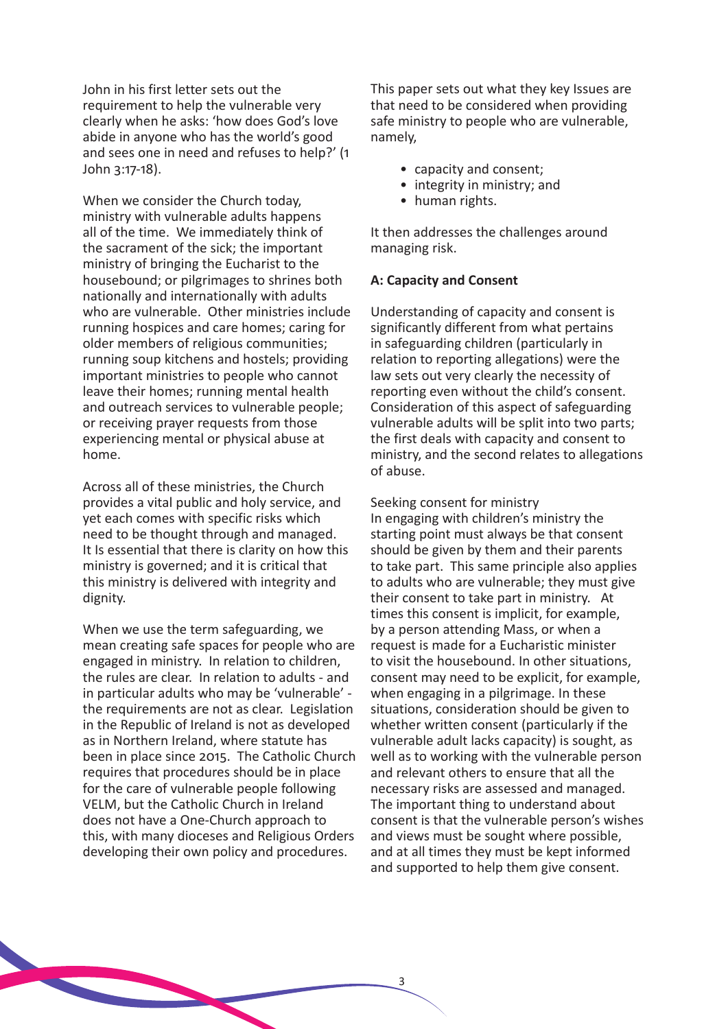John in his first letter sets out the requirement to help the vulnerable very clearly when he asks: 'how does God's love abide in anyone who has the world's good and sees one in need and refuses to help?' (1 John 3:17-18).

When we consider the Church today, ministry with vulnerable adults happens all of the time. We immediately think of the sacrament of the sick; the important ministry of bringing the Eucharist to the housebound; or pilgrimages to shrines both nationally and internationally with adults who are vulnerable. Other ministries include running hospices and care homes; caring for older members of religious communities; running soup kitchens and hostels; providing important ministries to people who cannot leave their homes; running mental health and outreach services to vulnerable people; or receiving prayer requests from those experiencing mental or physical abuse at home.

Across all of these ministries, the Church provides a vital public and holy service, and yet each comes with specific risks which need to be thought through and managed. It Is essential that there is clarity on how this ministry is governed; and it is critical that this ministry is delivered with integrity and dignity.

When we use the term safeguarding, we mean creating safe spaces for people who are engaged in ministry. In relation to children, the rules are clear. In relation to adults - and in particular adults who may be 'vulnerable' - the requirements are not as clear. Legislation in the Republic of Ireland is not as developed as in Northern Ireland, where statute has been in place since 2015. The Catholic Church requires that procedures should be in place for the care of vulnerable people following VELM, but the Catholic Church in Ireland does not have a One-Church approach to this, with many dioceses and Religious Orders developing their own policy and procedures.

This paper sets out what they key Issues are that need to be considered when providing safe ministry to people who are vulnerable, namely,

- capacity and consent;
- integrity in ministry; and
- human rights.

It then addresses the challenges around managing risk.

**A: Capacity and Consent**

Understanding of capacity and consent is significantly different from what pertains in safeguarding children (particularly in relation to reporting allegations) were the law sets out very clearly the necessity of reporting even without the child's consent. Consideration of this aspect of safeguarding vulnerable adults will be split into two parts; the first deals with capacity and consent to ministry, and the second relates to allegations of abuse.

Seeking consent for ministry

In engaging with children's ministry the starting point must always be that consent should be given by them and their parents to take part. This same principle also applies to adults who are vulnerable; they must give their consent to take part in ministry. At times this consent is implicit, for example, by a person attending Mass, or when a request is made for a Eucharistic minister to visit the housebound. In other situations, consent may need to be explicit, for example, when engaging in a pilgrimage. In these situations, consideration should be given to whether written consent (particularly if the vulnerable adult lacks capacity) is sought, as well as to working with the vulnerable person and relevant others to ensure that all the necessary risks are assessed and managed. The important thing to understand about consent is that the vulnerable person's wishes and views must be sought where possible, and at all times they must be kept informed and supported to help them give consent.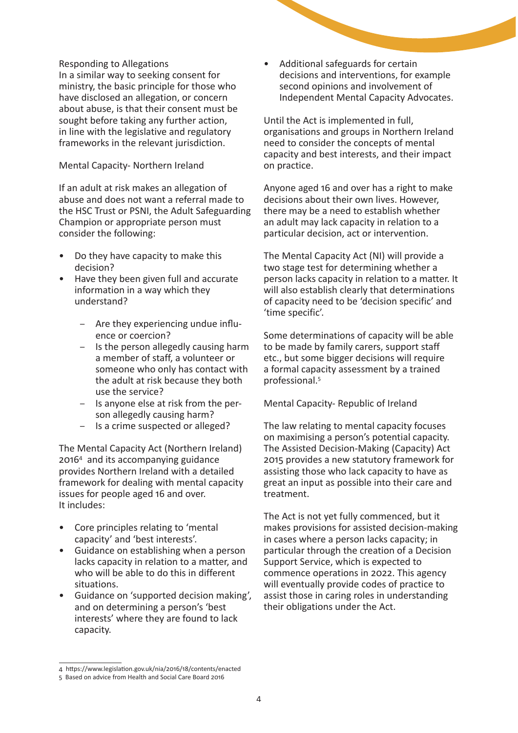## Responding to Allegations

In a similar way to seeking consent for ministry, the basic principle for those who have disclosed an allegation, or concern about abuse, is that their consent must be sought before taking any further action, in line with the legislative and regulatory frameworks in the relevant jurisdiction.

## Mental Capacity- Northern Ireland

If an adult at risk makes an allegation of abuse and does not want a referral made to the HSC Trust or PSNI, the Adult Safeguarding Champion or appropriate person must consider the following:

- Do they have capacity to make this decision?
- Have they been given full and accurate information in a way which they understand?
  - Are they experiencing undue influence or coercion?
  - Is the person allegedly causing harm a member of staff, a volunteer or someone who only has contact with the adult at risk because they both use the service?
  - Is anyone else at risk from the person allegedly causing harm?
  - Is a crime suspected or alleged?

The Mental Capacity Act (Northern Ireland) 2016[4] and its accompanying guidance provides Northern Ireland with a detailed framework for dealing with mental capacity issues for people aged 16 and over. It includes:

- Core principles relating to 'mental capacity' and 'best interests'.
- Guidance on establishing when a person lacks capacity in relation to a matter, and who will be able to do this in different situations.
- Guidance on 'supported decision making', and on determining a person's 'best interests' where they are found to lack capacity.
- Additional safeguards for certain decisions and interventions, for example second opinions and involvement of Independent Mental Capacity Advocates.

Until the Act is implemented in full, organisations and groups in Northern Ireland need to consider the concepts of mental capacity and best interests, and their impact on practice.

Anyone aged 16 and over has a right to make decisions about their own lives. However, there may be a need to establish whether an adult may lack capacity in relation to a particular decision, act or intervention.

The Mental Capacity Act (NI) will provide a two stage test for determining whether a person lacks capacity in relation to a matter. It will also establish clearly that determinations of capacity need to be 'decision specific' and 'time specific'.

Some determinations of capacity will be able to be made by family carers, support staff etc., but some bigger decisions will require a formal capacity assessment by a trained professional.[5]

## Mental Capacity- Republic of Ireland

The law relating to mental capacity focuses on maximising a person's potential capacity. The Assisted Decision-Making (Capacity) Act 2015 provides a new statutory framework for assisting those who lack capacity to have as great an input as possible into their care and treatment.

The Act is not yet fully commenced, but it makes provisions for assisted decision-making in cases where a person lacks capacity; in particular through the creation of a Decision Support Service, which is expected to commence operations in 2022. This agency will eventually provide codes of practice to assist those in caring roles in understanding their obligations under the Act.

---

4 https://www.legislation.gov.uk/nia/2016/18/contents/enacted

5 Based on advice from Health and Social Care Board 2016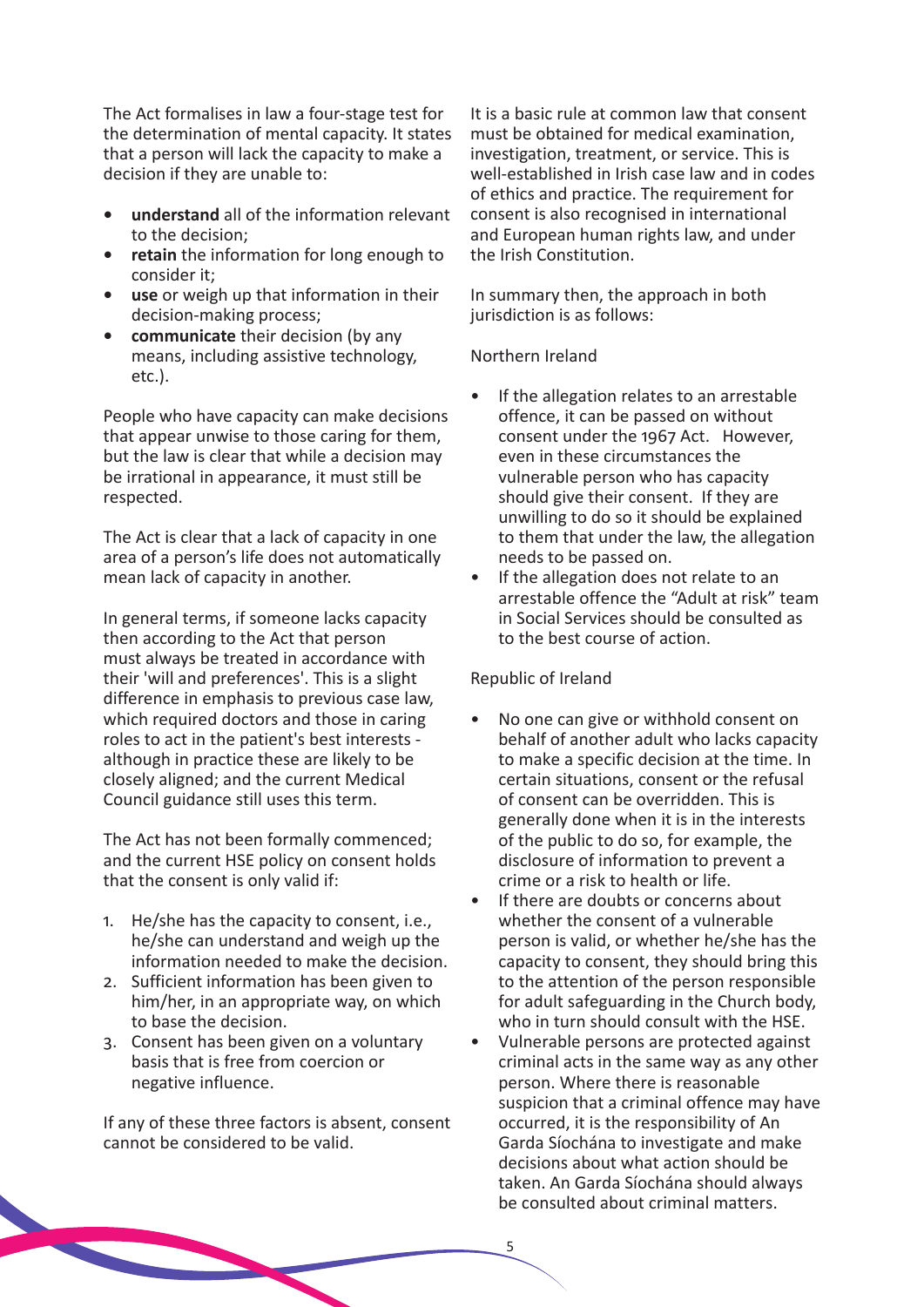The Act formalises in law a four-stage test for the determination of mental capacity. It states that a person will lack the capacity to make a decision if they are unable to:

- **understand** all of the information relevant to the decision;
- **retain** the information for long enough to consider it;
- **use** or weigh up that information in their decision-making process;
- **communicate** their decision (by any means, including assistive technology, etc.).

People who have capacity can make decisions that appear unwise to those caring for them, but the law is clear that while a decision may be irrational in appearance, it must still be respected.

The Act is clear that a lack of capacity in one area of a person's life does not automatically mean lack of capacity in another.

In general terms, if someone lacks capacity then according to the Act that person must always be treated in accordance with their 'will and preferences'. This is a slight difference in emphasis to previous case law, which required doctors and those in caring roles to act in the patient's best interests - although in practice these are likely to be closely aligned; and the current Medical Council guidance still uses this term.

The Act has not been formally commenced; and the current HSE policy on consent holds that the consent is only valid if:

1. He/she has the capacity to consent, i.e., he/she can understand and weigh up the information needed to make the decision.
2. Sufficient information has been given to him/her, in an appropriate way, on which to base the decision.
3. Consent has been given on a voluntary basis that is free from coercion or negative influence.

If any of these three factors is absent, consent cannot be considered to be valid.

It is a basic rule at common law that consent must be obtained for medical examination, investigation, treatment, or service. This is well-established in Irish case law and in codes of ethics and practice. The requirement for consent is also recognised in international and European human rights law, and under the Irish Constitution.

In summary then, the approach in both jurisdiction is as follows:

Northern Ireland

- If the allegation relates to an arrestable offence, it can be passed on without consent under the 1967 Act. However, even in these circumstances the vulnerable person who has capacity should give their consent. If they are unwilling to do so it should be explained to them that under the law, the allegation needs to be passed on.
- If the allegation does not relate to an arrestable offence the "Adult at risk" team in Social Services should be consulted as to the best course of action.

Republic of Ireland

- No one can give or withhold consent on behalf of another adult who lacks capacity to make a specific decision at the time. In certain situations, consent or the refusal of consent can be overridden. This is generally done when it is in the interests of the public to do so, for example, the disclosure of information to prevent a crime or a risk to health or life.
- If there are doubts or concerns about whether the consent of a vulnerable person is valid, or whether he/she has the capacity to consent, they should bring this to the attention of the person responsible for adult safeguarding in the Church body, who in turn should consult with the HSE.
- Vulnerable persons are protected against criminal acts in the same way as any other person. Where there is reasonable suspicion that a criminal offence may have occurred, it is the responsibility of An Garda Síochána to investigate and make decisions about what action should be taken. An Garda Síochána should always be consulted about criminal matters.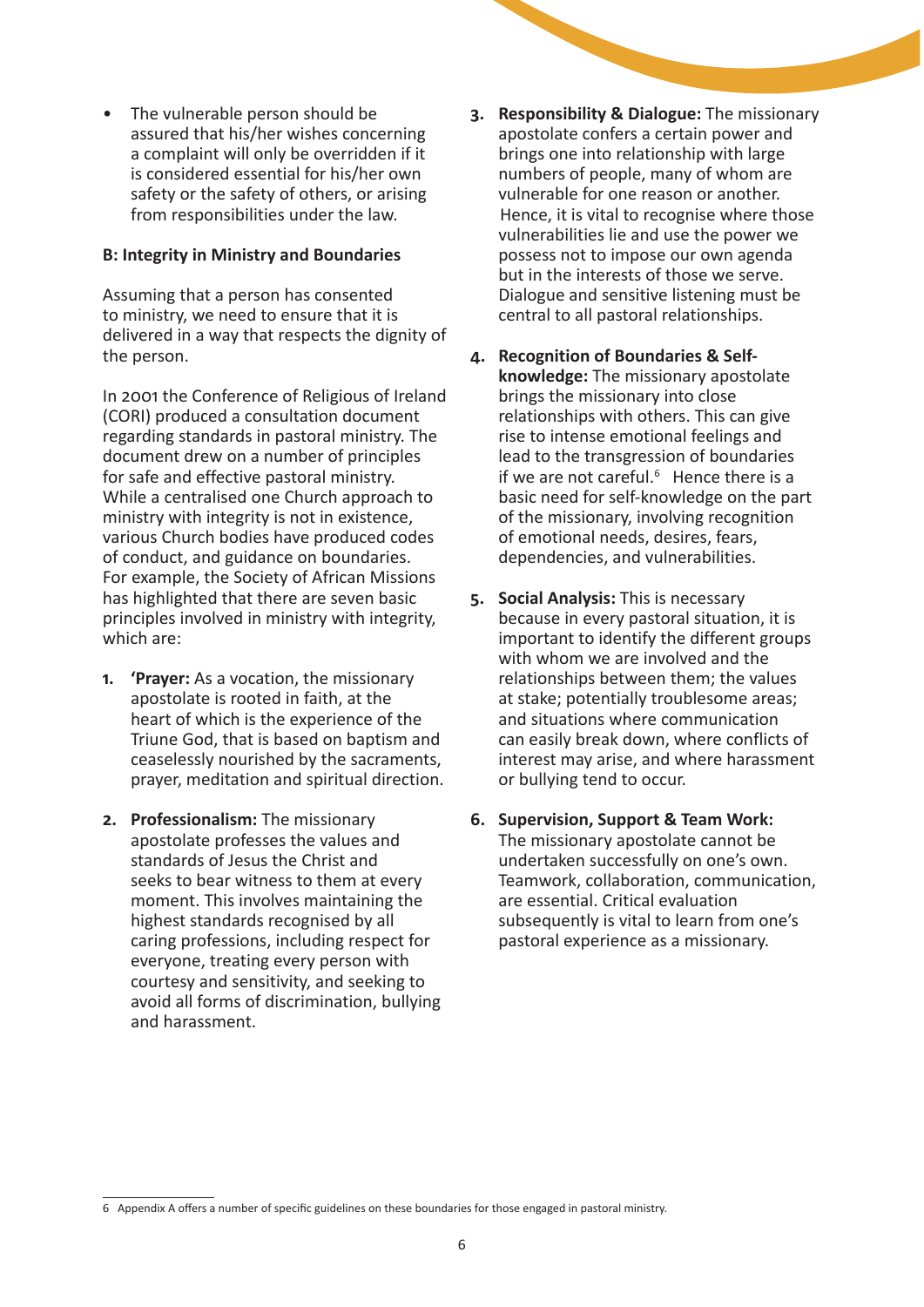- The vulnerable person should be assured that his/her wishes concerning a complaint will only be overridden if it is considered essential for his/her own safety or the safety of others, or arising from responsibilities under the law.

**B: Integrity in Ministry and Boundaries**

Assuming that a person has consented to ministry, we need to ensure that it is delivered in a way that respects the dignity of the person.

In 2001 the Conference of Religious of Ireland (CORI) produced a consultation document regarding standards in pastoral ministry. The document drew on a number of principles for safe and effective pastoral ministry. While a centralised one Church approach to ministry with integrity is not in existence, various Church bodies have produced codes of conduct, and guidance on boundaries. For example, the Society of African Missions has highlighted that there are seven basic principles involved in ministry with integrity, which are:

1. **'Prayer:** As a vocation, the missionary apostolate is rooted in faith, at the heart of which is the experience of the Triune God, that is based on baptism and ceaselessly nourished by the sacraments, prayer, meditation and spiritual direction.

2. **Professionalism:** The missionary apostolate professes the values and standards of Jesus the Christ and seeks to bear witness to them at every moment. This involves maintaining the highest standards recognised by all caring professions, including respect for everyone, treating every person with courtesy and sensitivity, and seeking to avoid all forms of discrimination, bullying and harassment.

3. **Responsibility & Dialogue:** The missionary apostolate confers a certain power and brings one into relationship with large numbers of people, many of whom are vulnerable for one reason or another. Hence, it is vital to recognise where those vulnerabilities lie and use the power we possess not to impose our own agenda but in the interests of those we serve. Dialogue and sensitive listening must be central to all pastoral relationships.

4. **Recognition of Boundaries & Self-knowledge:** The missionary apostolate brings the missionary into close relationships with others. This can give rise to intense emotional feelings and lead to the transgression of boundaries if we are not careful.[6] Hence there is a basic need for self-knowledge on the part of the missionary, involving recognition of emotional needs, desires, fears, dependencies, and vulnerabilities.

5. **Social Analysis:** This is necessary because in every pastoral situation, it is important to identify the different groups with whom we are involved and the relationships between them; the values at stake; potentially troublesome areas; and situations where communication can easily break down, where conflicts of interest may arise, and where harassment or bullying tend to occur.

6. **Supervision, Support & Team Work:** The missionary apostolate cannot be undertaken successfully on one's own. Teamwork, collaboration, communication, are essential. Critical evaluation subsequently is vital to learn from one's pastoral experience as a missionary.

---

6 Appendix A offers a number of specific guidelines on these boundaries for those engaged in pastoral ministry.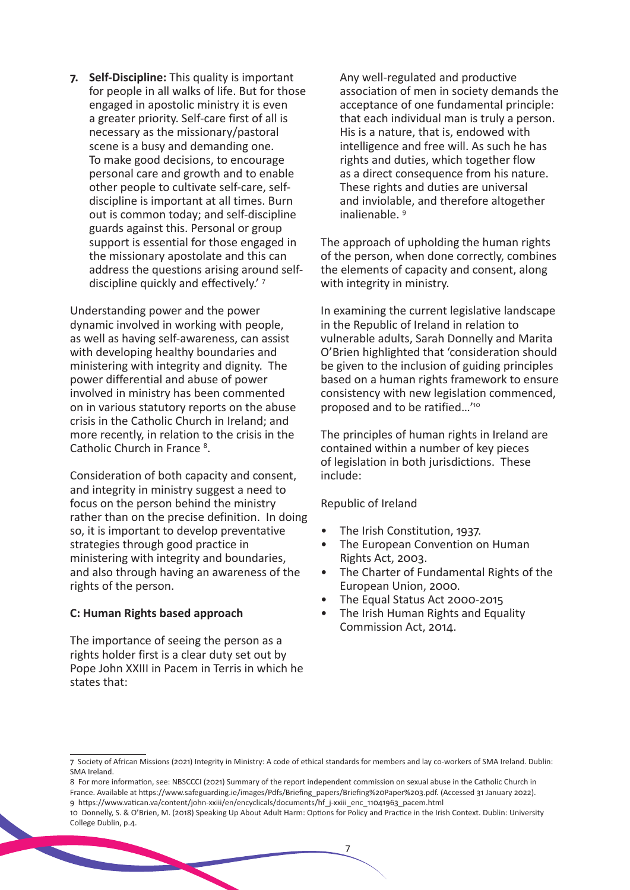7. **Self-Discipline:** This quality is important for people in all walks of life. But for those engaged in apostolic ministry it is even a greater priority. Self-care first of all is necessary as the missionary/pastoral scene is a busy and demanding one. To make good decisions, to encourage personal care and growth and to enable other people to cultivate self-care, self-discipline is important at all times. Burn out is common today; and self-discipline guards against this. Personal or group support is essential for those engaged in the missionary apostolate and this can address the questions arising around self-discipline quickly and effectively.' [7]

Understanding power and the power dynamic involved in working with people, as well as having self-awareness, can assist with developing healthy boundaries and ministering with integrity and dignity. The power differential and abuse of power involved in ministry has been commented on in various statutory reports on the abuse crisis in the Catholic Church in Ireland; and more recently, in relation to the crisis in the Catholic Church in France [8].

Consideration of both capacity and consent, and integrity in ministry suggest a need to focus on the person behind the ministry rather than on the precise definition. In doing so, it is important to develop preventative strategies through good practice in ministering with integrity and boundaries, and also through having an awareness of the rights of the person.

**C: Human Rights based approach**

The importance of seeing the person as a rights holder first is a clear duty set out by Pope John XXIII in Pacem in Terris in which he states that:

> Any well-regulated and productive association of men in society demands the acceptance of one fundamental principle: that each individual man is truly a person. His is a nature, that is, endowed with intelligence and free will. As such he has rights and duties, which together flow as a direct consequence from his nature. These rights and duties are universal and inviolable, and therefore altogether inalienable. [9]

The approach of upholding the human rights of the person, when done correctly, combines the elements of capacity and consent, along with integrity in ministry.

In examining the current legislative landscape in the Republic of Ireland in relation to vulnerable adults, Sarah Donnelly and Marita O'Brien highlighted that 'consideration should be given to the inclusion of guiding principles based on a human rights framework to ensure consistency with new legislation commenced, proposed and to be ratified…'[10]

The principles of human rights in Ireland are contained within a number of key pieces of legislation in both jurisdictions. These include:

Republic of Ireland

- The Irish Constitution, 1937.
- The European Convention on Human Rights Act, 2003.
- The Charter of Fundamental Rights of the European Union, 2000.
- The Equal Status Act 2000-2015
- The Irish Human Rights and Equality Commission Act, 2014.

---

7 Society of African Missions (2021) Integrity in Ministry: A code of ethical standards for members and lay co-workers of SMA Ireland. Dublin: SMA Ireland.

8 For more information, see: NBSCCCI (2021) Summary of the report independent commission on sexual abuse in the Catholic Church in France. Available at https://www.safeguarding.ie/images/Pdfs/Briefing_papers/Briefing%20Paper%203.pdf. (Accessed 31 January 2022).

9 https://www.vatican.va/content/john-xxiii/en/encyclicals/documents/hf_j-xxiii_enc_11041963_pacem.html

10 Donnelly, S. & O'Brien, M. (2018) Speaking Up About Adult Harm: Options for Policy and Practice in the Irish Context. Dublin: University College Dublin, p.4.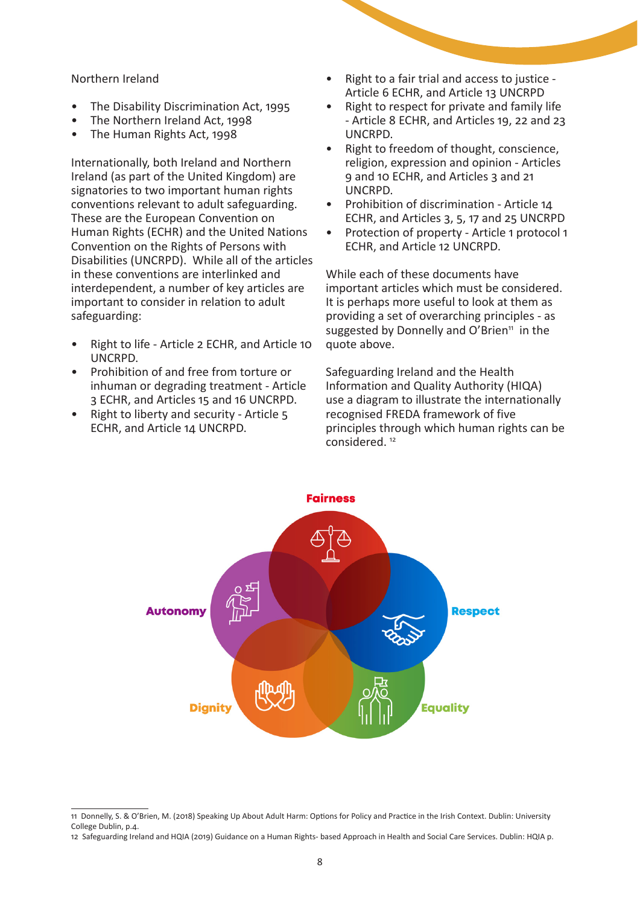Northern Ireland

- The Disability Discrimination Act, 1995
- The Northern Ireland Act, 1998
- The Human Rights Act, 1998

Internationally, both Ireland and Northern Ireland (as part of the United Kingdom) are signatories to two important human rights conventions relevant to adult safeguarding. These are the European Convention on Human Rights (ECHR) and the United Nations Convention on the Rights of Persons with Disabilities (UNCRPD). While all of the articles in these conventions are interlinked and interdependent, a number of key articles are important to consider in relation to adult safeguarding:

- Right to life - Article 2 ECHR, and Article 10 UNCRPD.
- Prohibition of and free from torture or inhuman or degrading treatment - Article 3 ECHR, and Articles 15 and 16 UNCRPD.
- Right to liberty and security - Article 5 ECHR, and Article 14 UNCRPD.
- Right to a fair trial and access to justice - Article 6 ECHR, and Article 13 UNCRPD
- Right to respect for private and family life - Article 8 ECHR, and Articles 19, 22 and 23 UNCRPD.
- Right to freedom of thought, conscience, religion, expression and opinion - Articles 9 and 10 ECHR, and Articles 3 and 21 UNCRPD.
- Prohibition of discrimination - Article 14 ECHR, and Articles 3, 5, 17 and 25 UNCRPD
- Protection of property - Article 1 protocol 1 ECHR, and Article 12 UNCRPD.

While each of these documents have important articles which must be considered. It is perhaps more useful to look at them as providing a set of overarching principles - as suggested by Donnelly and O'Brien[11] in the quote above.

Safeguarding Ireland and the Health Information and Quality Authority (HIQA) use a diagram to illustrate the internationally recognised FREDA framework of five principles through which human rights can be considered.[12]

Fairness

Autonomy

Respect

Dignity

Equality

---

11 Donnelly, S. & O'Brien, M. (2018) Speaking Up About Adult Harm: Options for Policy and Practice in the Irish Context. Dublin: University College Dublin, p.4.

12 Safeguarding Ireland and HQIA (2019) Guidance on a Human Rights- based Approach in Health and Social Care Services. Dublin: HQIA p.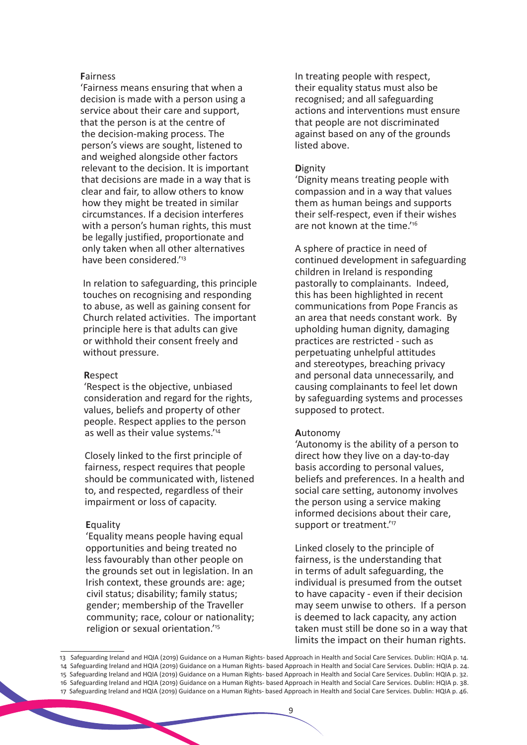**F**airness

'Fairness means ensuring that when a decision is made with a person using a service about their care and support, that the person is at the centre of the decision-making process. The person's views are sought, listened to and weighed alongside other factors relevant to the decision. It is important that decisions are made in a way that is clear and fair, to allow others to know how they might be treated in similar circumstances. If a decision interferes with a person's human rights, this must be legally justified, proportionate and only taken when all other alternatives have been considered.'[13]

In relation to safeguarding, this principle touches on recognising and responding to abuse, as well as gaining consent for Church related activities. The important principle here is that adults can give or withhold their consent freely and without pressure.

**R**espect

'Respect is the objective, unbiased consideration and regard for the rights, values, beliefs and property of other people. Respect applies to the person as well as their value systems.'[14]

Closely linked to the first principle of fairness, respect requires that people should be communicated with, listened to, and respected, regardless of their impairment or loss of capacity.

**E**quality

'Equality means people having equal opportunities and being treated no less favourably than other people on the grounds set out in legislation. In an Irish context, these grounds are: age; civil status; disability; family status; gender; membership of the Traveller community; race, colour or nationality; religion or sexual orientation.'[15]

In treating people with respect, their equality status must also be recognised; and all safeguarding actions and interventions must ensure that people are not discriminated against based on any of the grounds listed above.

**D**ignity

'Dignity means treating people with compassion and in a way that values them as human beings and supports their self-respect, even if their wishes are not known at the time.'[16]

A sphere of practice in need of continued development in safeguarding children in Ireland is responding pastorally to complainants. Indeed, this has been highlighted in recent communications from Pope Francis as an area that needs constant work. By upholding human dignity, damaging practices are restricted - such as perpetuating unhelpful attitudes and stereotypes, breaching privacy and personal data unnecessarily, and causing complainants to feel let down by safeguarding systems and processes supposed to protect.

**A**utonomy

'Autonomy is the ability of a person to direct how they live on a day-to-day basis according to personal values, beliefs and preferences. In a health and social care setting, autonomy involves the person using a service making informed decisions about their care, support or treatment.'[17]

Linked closely to the principle of fairness, is the understanding that in terms of adult safeguarding, the individual is presumed from the outset to have capacity - even if their decision may seem unwise to others. If a person is deemed to lack capacity, any action taken must still be done so in a way that limits the impact on their human rights.

---

13 Safeguarding Ireland and HQIA (2019) Guidance on a Human Rights- based Approach in Health and Social Care Services. Dublin: HQIA p. 14.
14 Safeguarding Ireland and HQIA (2019) Guidance on a Human Rights- based Approach in Health and Social Care Services. Dublin: HQIA p. 24.
15 Safeguarding Ireland and HQIA (2019) Guidance on a Human Rights- based Approach in Health and Social Care Services. Dublin: HQIA p. 32.
16 Safeguarding Ireland and HQIA (2019) Guidance on a Human Rights- based Approach in Health and Social Care Services. Dublin: HQIA p. 38.
17 Safeguarding Ireland and HQIA (2019) Guidance on a Human Rights- based Approach in Health and Social Care Services. Dublin: HQIA p. 46.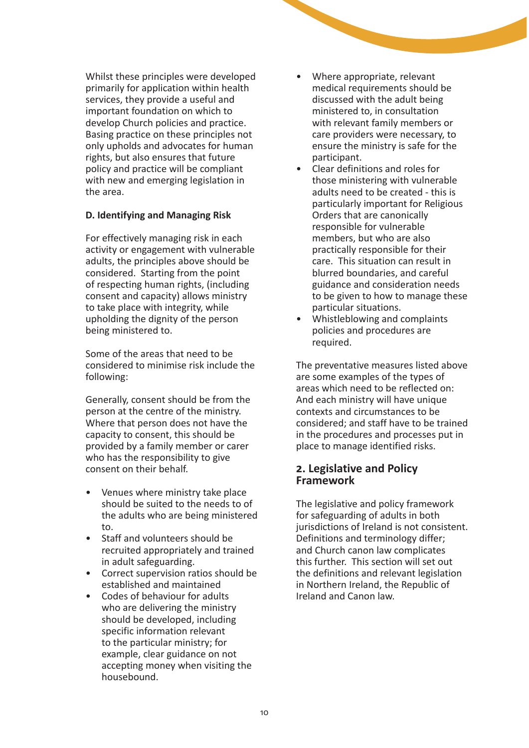Whilst these principles were developed primarily for application within health services, they provide a useful and important foundation on which to develop Church policies and practice. Basing practice on these principles not only upholds and advocates for human rights, but also ensures that future policy and practice will be compliant with new and emerging legislation in the area.

**D. Identifying and Managing Risk**

For effectively managing risk in each activity or engagement with vulnerable adults, the principles above should be considered. Starting from the point of respecting human rights, (including consent and capacity) allows ministry to take place with integrity, while upholding the dignity of the person being ministered to.

Some of the areas that need to be considered to minimise risk include the following:

Generally, consent should be from the person at the centre of the ministry. Where that person does not have the capacity to consent, this should be provided by a family member or carer who has the responsibility to give consent on their behalf.

- Venues where ministry take place should be suited to the needs to of the adults who are being ministered to.
- Staff and volunteers should be recruited appropriately and trained in adult safeguarding.
- Correct supervision ratios should be established and maintained
- Codes of behaviour for adults who are delivering the ministry should be developed, including specific information relevant to the particular ministry; for example, clear guidance on not accepting money when visiting the housebound.
- Where appropriate, relevant medical requirements should be discussed with the adult being ministered to, in consultation with relevant family members or care providers were necessary, to ensure the ministry is safe for the participant.
- Clear definitions and roles for those ministering with vulnerable adults need to be created - this is particularly important for Religious Orders that are canonically responsible for vulnerable members, but who are also practically responsible for their care. This situation can result in blurred boundaries, and careful guidance and consideration needs to be given to how to manage these particular situations.
- Whistleblowing and complaints policies and procedures are required.

The preventative measures listed above are some examples of the types of areas which need to be reflected on: And each ministry will have unique contexts and circumstances to be considered; and staff have to be trained in the procedures and processes put in place to manage identified risks.

## 2. Legislative and Policy Framework

The legislative and policy framework for safeguarding of adults in both jurisdictions of Ireland is not consistent. Definitions and terminology differ; and Church canon law complicates this further. This section will set out the definitions and relevant legislation in Northern Ireland, the Republic of Ireland and Canon law.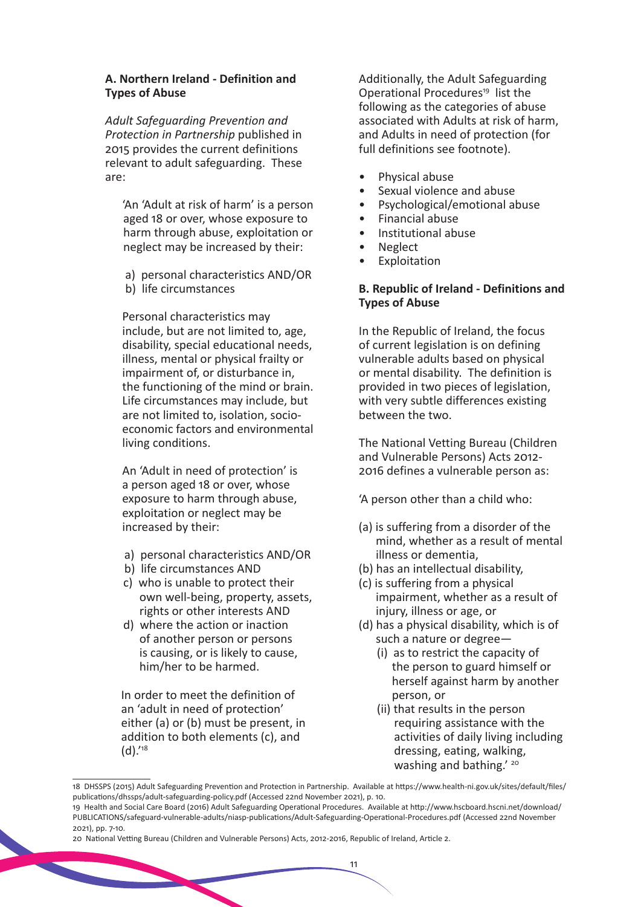### A. Northern Ireland - Definition and Types of Abuse

*Adult Safeguarding Prevention and Protection in Partnership* published in 2015 provides the current definitions relevant to adult safeguarding. These are:

> 'An 'Adult at risk of harm' is a person aged 18 or over, whose exposure to harm through abuse, exploitation or neglect may be increased by their:
>
> a) personal characteristics AND/OR
> b) life circumstances
>
> Personal characteristics may include, but are not limited to, age, disability, special educational needs, illness, mental or physical frailty or impairment of, or disturbance in, the functioning of the mind or brain. Life circumstances may include, but are not limited to, isolation, socio-economic factors and environmental living conditions.
>
> An 'Adult in need of protection' is a person aged 18 or over, whose exposure to harm through abuse, exploitation or neglect may be increased by their:
>
> a) personal characteristics AND/OR
> b) life circumstances AND
> c) who is unable to protect their own well-being, property, assets, rights or other interests AND
> d) where the action or inaction of another person or persons is causing, or is likely to cause, him/her to be harmed.
>
> In order to meet the definition of an 'adult in need of protection' either (a) or (b) must be present, in addition to both elements (c), and (d).'[18]

Additionally, the Adult Safeguarding Operational Procedures[19] list the following as the categories of abuse associated with Adults at risk of harm, and Adults in need of protection (for full definitions see footnote).

- Physical abuse
- Sexual violence and abuse
- Psychological/emotional abuse
- Financial abuse
- Institutional abuse
- Neglect
- Exploitation

### B. Republic of Ireland - Definitions and Types of Abuse

In the Republic of Ireland, the focus of current legislation is on defining vulnerable adults based on physical or mental disability. The definition is provided in two pieces of legislation, with very subtle differences existing between the two.

The National Vetting Bureau (Children and Vulnerable Persons) Acts 2012-2016 defines a vulnerable person as:

'A person other than a child who:

(a) is suffering from a disorder of the mind, whether as a result of mental illness or dementia,
(b) has an intellectual disability,
(c) is suffering from a physical impairment, whether as a result of injury, illness or age, or
(d) has a physical disability, which is of such a nature or degree—
  (i) as to restrict the capacity of the person to guard himself or herself against harm by another person, or
  (ii) that results in the person requiring assistance with the activities of daily living including dressing, eating, walking, washing and bathing.' [20]

---

18 DHSSPS (2015) Adult Safeguarding Prevention and Protection in Partnership. Available at https://www.health-ni.gov.uk/sites/default/files/publications/dhssps/adult-safeguarding-policy.pdf (Accessed 22nd November 2021), p. 10.

19 Health and Social Care Board (2016) Adult Safeguarding Operational Procedures. Available at http://www.hscboard.hscni.net/download/PUBLICATIONS/safeguard-vulnerable-adults/niasp-publications/Adult-Safeguarding-Operational-Procedures.pdf (Accessed 22nd November 2021), pp. 7-10.

20 National Vetting Bureau (Children and Vulnerable Persons) Acts, 2012-2016, Republic of Ireland, Article 2.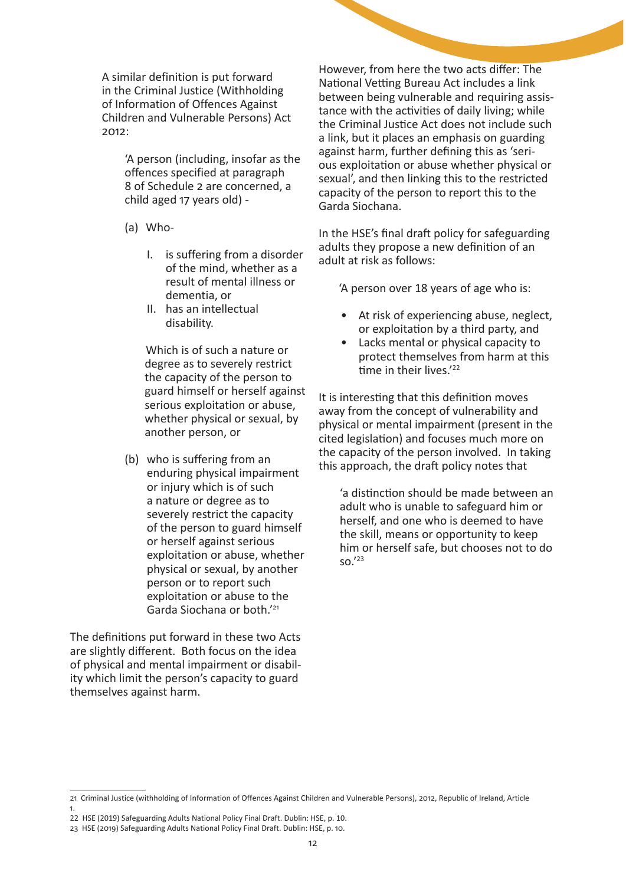A similar definition is put forward in the Criminal Justice (Withholding of Information of Offences Against Children and Vulnerable Persons) Act 2012:

> 'A person (including, insofar as the offences specified at paragraph 8 of Schedule 2 are concerned, a child aged 17 years old) -
>
> (a) Who-
>
> I. is suffering from a disorder of the mind, whether as a result of mental illness or dementia, or
> II. has an intellectual disability.
>
> Which is of such a nature or degree as to severely restrict the capacity of the person to guard himself or herself against serious exploitation or abuse, whether physical or sexual, by another person, or
>
> (b) who is suffering from an enduring physical impairment or injury which is of such a nature or degree as to severely restrict the capacity of the person to guard himself or herself against serious exploitation or abuse, whether physical or sexual, by another person or to report such exploitation or abuse to the Garda Siochana or both.'[21]

The definitions put forward in these two Acts are slightly different. Both focus on the idea of physical and mental impairment or disability which limit the person's capacity to guard themselves against harm.

However, from here the two acts differ: The National Vetting Bureau Act includes a link between being vulnerable and requiring assistance with the activities of daily living; while the Criminal Justice Act does not include such a link, but it places an emphasis on guarding against harm, further defining this as 'serious exploitation or abuse whether physical or sexual', and then linking this to the restricted capacity of the person to report this to the Garda Siochana.

In the HSE's final draft policy for safeguarding adults they propose a new definition of an adult at risk as follows:

> 'A person over 18 years of age who is:
>
> - At risk of experiencing abuse, neglect, or exploitation by a third party, and
> - Lacks mental or physical capacity to protect themselves from harm at this time in their lives.'[22]

It is interesting that this definition moves away from the concept of vulnerability and physical or mental impairment (present in the cited legislation) and focuses much more on the capacity of the person involved. In taking this approach, the draft policy notes that

> 'a distinction should be made between an adult who is unable to safeguard him or herself, and one who is deemed to have the skill, means or opportunity to keep him or herself safe, but chooses not to do so.'[23]

---

21 Criminal Justice (withholding of Information of Offences Against Children and Vulnerable Persons), 2012, Republic of Ireland, Article 1.

22 HSE (2019) Safeguarding Adults National Policy Final Draft. Dublin: HSE, p. 10.

23 HSE (2019) Safeguarding Adults National Policy Final Draft. Dublin: HSE, p. 10.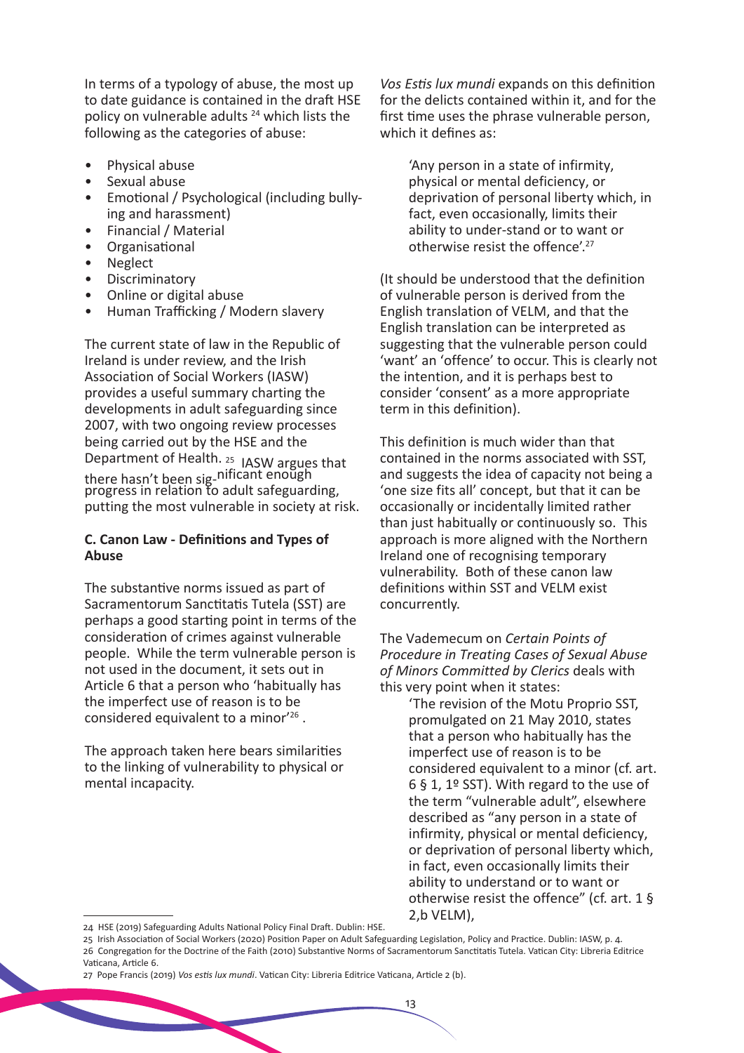In terms of a typology of abuse, the most up to date guidance is contained in the draft HSE policy on vulnerable adults [24] which lists the following as the categories of abuse:

- Physical abuse
- Sexual abuse
- Emotional / Psychological (including bullying and harassment)
- Financial / Material
- Organisational
- Neglect
- Discriminatory
- Online or digital abuse
- Human Trafficking / Modern slavery

The current state of law in the Republic of Ireland is under review, and the Irish Association of Social Workers (IASW) provides a useful summary charting the developments in adult safeguarding since 2007, with two ongoing review processes being carried out by the HSE and the Department of Health. [25] IASW argues that there hasn't been significant enough progress in relation to adult safeguarding, putting the most vulnerable in society at risk.

**C. Canon Law - Definitions and Types of Abuse**

The substantive norms issued as part of Sacramentorum Sanctitatis Tutela (SST) are perhaps a good starting point in terms of the consideration of crimes against vulnerable people. While the term vulnerable person is not used in the document, it sets out in Article 6 that a person who 'habitually has the imperfect use of reason is to be considered equivalent to a minor'[26] .

The approach taken here bears similarities to the linking of vulnerability to physical or mental incapacity.

*Vos Estis lux mundi* expands on this definition for the delicts contained within it, and for the first time uses the phrase vulnerable person, which it defines as:

> 'Any person in a state of infirmity, physical or mental deficiency, or deprivation of personal liberty which, in fact, even occasionally, limits their ability to under-stand or to want or otherwise resist the offence'.[27]

(It should be understood that the definition of vulnerable person is derived from the English translation of VELM, and that the English translation can be interpreted as suggesting that the vulnerable person could 'want' an 'offence' to occur. This is clearly not the intention, and it is perhaps best to consider 'consent' as a more appropriate term in this definition).

This definition is much wider than that contained in the norms associated with SST, and suggests the idea of capacity not being a 'one size fits all' concept, but that it can be occasionally or incidentally limited rather than just habitually or continuously so. This approach is more aligned with the Northern Ireland one of recognising temporary vulnerability. Both of these canon law definitions within SST and VELM exist concurrently.

The Vademecum on *Certain Points of Procedure in Treating Cases of Sexual Abuse of Minors Committed by Clerics* deals with this very point when it states:

> 'The revision of the Motu Proprio SST, promulgated on 21 May 2010, states that a person who habitually has the imperfect use of reason is to be considered equivalent to a minor (cf. art. 6 § 1, 1º SST). With regard to the use of the term "vulnerable adult", elsewhere described as "any person in a state of infirmity, physical or mental deficiency, or deprivation of personal liberty which, in fact, even occasionally limits their ability to understand or to want or otherwise resist the offence" (cf. art. 1 § 2,b VELM),

---

24 HSE (2019) Safeguarding Adults National Policy Final Draft. Dublin: HSE.

25 Irish Association of Social Workers (2020) Position Paper on Adult Safeguarding Legislation, Policy and Practice. Dublin: IASW, p. 4.

26 Congregation for the Doctrine of the Faith (2010) Substantive Norms of Sacramentorum Sanctitatis Tutela. Vatican City: Libreria Editrice Vaticana, Article 6.

27 Pope Francis (2019) *Vos estis lux mundi*. Vatican City: Libreria Editrice Vaticana, Article 2 (b).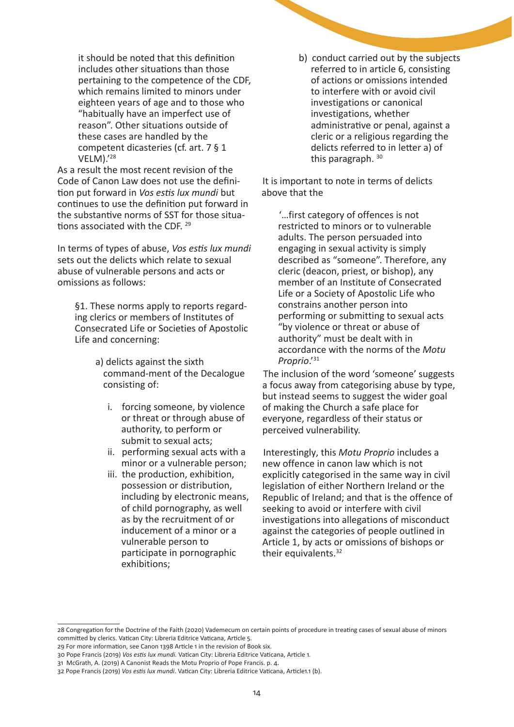it should be noted that this definition includes other situations than those pertaining to the competence of the CDF, which remains limited to minors under eighteen years of age and to those who "habitually have an imperfect use of reason". Other situations outside of these cases are handled by the competent dicasteries (cf. art. 7 § 1 VELM).'[28]

As a result the most recent revision of the Code of Canon Law does not use the definition put forward in *Vos estis lux mundi* but continues to use the definition put forward in the substantive norms of SST for those situations associated with the CDF. [29]

In terms of types of abuse, *Vos estis lux mundi* sets out the delicts which relate to sexual abuse of vulnerable persons and acts or omissions as follows:

> §1. These norms apply to reports regarding clerics or members of Institutes of Consecrated Life or Societies of Apostolic Life and concerning:
>
> a) delicts against the sixth command-ment of the Decalogue consisting of:
>
> i. forcing someone, by violence or threat or through abuse of authority, to perform or submit to sexual acts;
> ii. performing sexual acts with a minor or a vulnerable person;
> iii. the production, exhibition, possession or distribution, including by electronic means, of child pornography, as well as by the recruitment of or inducement of a minor or a vulnerable person to participate in pornographic exhibitions;
>
> b) conduct carried out by the subjects referred to in article 6, consisting of actions or omissions intended to interfere with or avoid civil investigations or canonical investigations, whether administrative or penal, against a cleric or a religious regarding the delicts referred to in letter a) of this paragraph. [30]

It is important to note in terms of delicts above that the

> '…first category of offences is not restricted to minors or to vulnerable adults. The person persuaded into engaging in sexual activity is simply described as "someone". Therefore, any cleric (deacon, priest, or bishop), any member of an Institute of Consecrated Life or a Society of Apostolic Life who constrains another person into performing or submitting to sexual acts "by violence or threat or abuse of authority" must be dealt with in accordance with the norms of the *Motu Proprio*.'[31]

The inclusion of the word 'someone' suggests a focus away from categorising abuse by type, but instead seems to suggest the wider goal of making the Church a safe place for everyone, regardless of their status or perceived vulnerability.

Interestingly, this *Motu Proprio* includes a new offence in canon law which is not explicitly categorised in the same way in civil legislation of either Northern Ireland or the Republic of Ireland; and that is the offence of seeking to avoid or interfere with civil investigations into allegations of misconduct against the categories of people outlined in Article 1, by acts or omissions of bishops or their equivalents.[32]

---

28 Congregation for the Doctrine of the Faith (2020) Vademecum on certain points of procedure in treating cases of sexual abuse of minors committed by clerics. Vatican City: Libreria Editrice Vaticana, Article 5.

29 For more information, see Canon 1398 Article 1 in the revision of Book six.

30 Pope Francis (2019) *Vos estis lux mundi.* Vatican City: Libreria Editrice Vaticana, Article 1.

31 McGrath, A. (2019) A Canonist Reads the Motu Proprio of Pope Francis. p. 4.

32 Pope Francis (2019) *Vos estis lux mundi*. Vatican City: Libreria Editrice Vaticana, Article1.1 (b).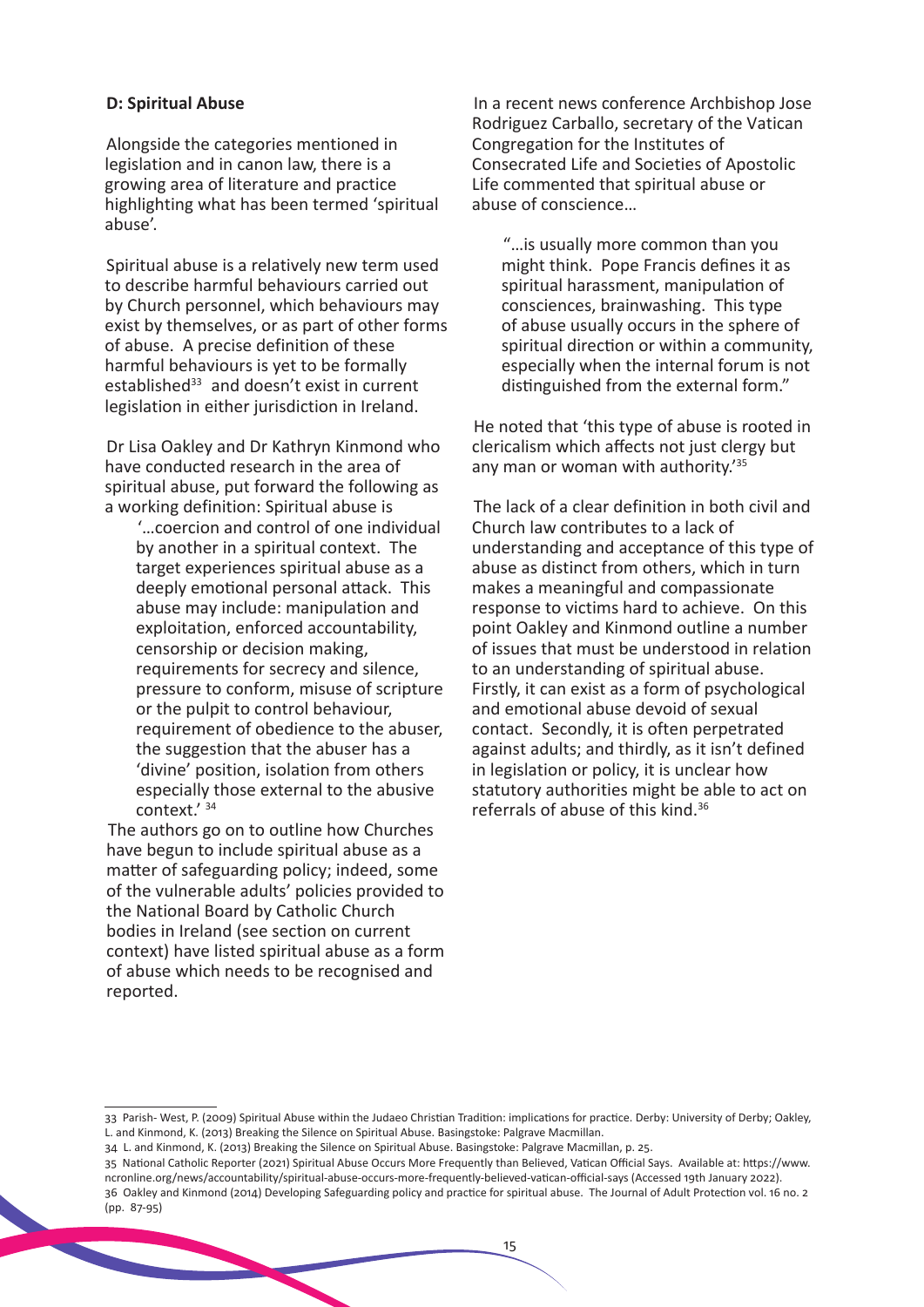**D: Spiritual Abuse**

Alongside the categories mentioned in legislation and in canon law, there is a growing area of literature and practice highlighting what has been termed 'spiritual abuse'.

Spiritual abuse is a relatively new term used to describe harmful behaviours carried out by Church personnel, which behaviours may exist by themselves, or as part of other forms of abuse. A precise definition of these harmful behaviours is yet to be formally established[33] and doesn't exist in current legislation in either jurisdiction in Ireland.

Dr Lisa Oakley and Dr Kathryn Kinmond who have conducted research in the area of spiritual abuse, put forward the following as a working definition: Spiritual abuse is

> '…coercion and control of one individual by another in a spiritual context. The target experiences spiritual abuse as a deeply emotional personal attack. This abuse may include: manipulation and exploitation, enforced accountability, censorship or decision making, requirements for secrecy and silence, pressure to conform, misuse of scripture or the pulpit to control behaviour, requirement of obedience to the abuser, the suggestion that the abuser has a 'divine' position, isolation from others especially those external to the abusive context.' [34]

The authors go on to outline how Churches have begun to include spiritual abuse as a matter of safeguarding policy; indeed, some of the vulnerable adults' policies provided to the National Board by Catholic Church bodies in Ireland (see section on current context) have listed spiritual abuse as a form of abuse which needs to be recognised and reported.

In a recent news conference Archbishop Jose Rodriguez Carballo, secretary of the Vatican Congregation for the Institutes of Consecrated Life and Societies of Apostolic Life commented that spiritual abuse or abuse of conscience…

> "…is usually more common than you might think. Pope Francis defines it as spiritual harassment, manipulation of consciences, brainwashing. This type of abuse usually occurs in the sphere of spiritual direction or within a community, especially when the internal forum is not distinguished from the external form."

He noted that 'this type of abuse is rooted in clericalism which affects not just clergy but any man or woman with authority.'[35]

The lack of a clear definition in both civil and Church law contributes to a lack of understanding and acceptance of this type of abuse as distinct from others, which in turn makes a meaningful and compassionate response to victims hard to achieve. On this point Oakley and Kinmond outline a number of issues that must be understood in relation to an understanding of spiritual abuse. Firstly, it can exist as a form of psychological and emotional abuse devoid of sexual contact. Secondly, it is often perpetrated against adults; and thirdly, as it isn't defined in legislation or policy, it is unclear how statutory authorities might be able to act on referrals of abuse of this kind.[36]

---

33 Parish- West, P. (2009) Spiritual Abuse within the Judaeo Christian Tradition: implications for practice. Derby: University of Derby; Oakley, L. and Kinmond, K. (2013) Breaking the Silence on Spiritual Abuse. Basingstoke: Palgrave Macmillan.

34 L. and Kinmond, K. (2013) Breaking the Silence on Spiritual Abuse. Basingstoke: Palgrave Macmillan, p. 25.

35 National Catholic Reporter (2021) Spiritual Abuse Occurs More Frequently than Believed, Vatican Official Says. Available at: https://www.ncronline.org/news/accountability/spiritual-abuse-occurs-more-frequently-believed-vatican-official-says (Accessed 19th January 2022).

36 Oakley and Kinmond (2014) Developing Safeguarding policy and practice for spiritual abuse. The Journal of Adult Protection vol. 16 no. 2 (pp. 87-95)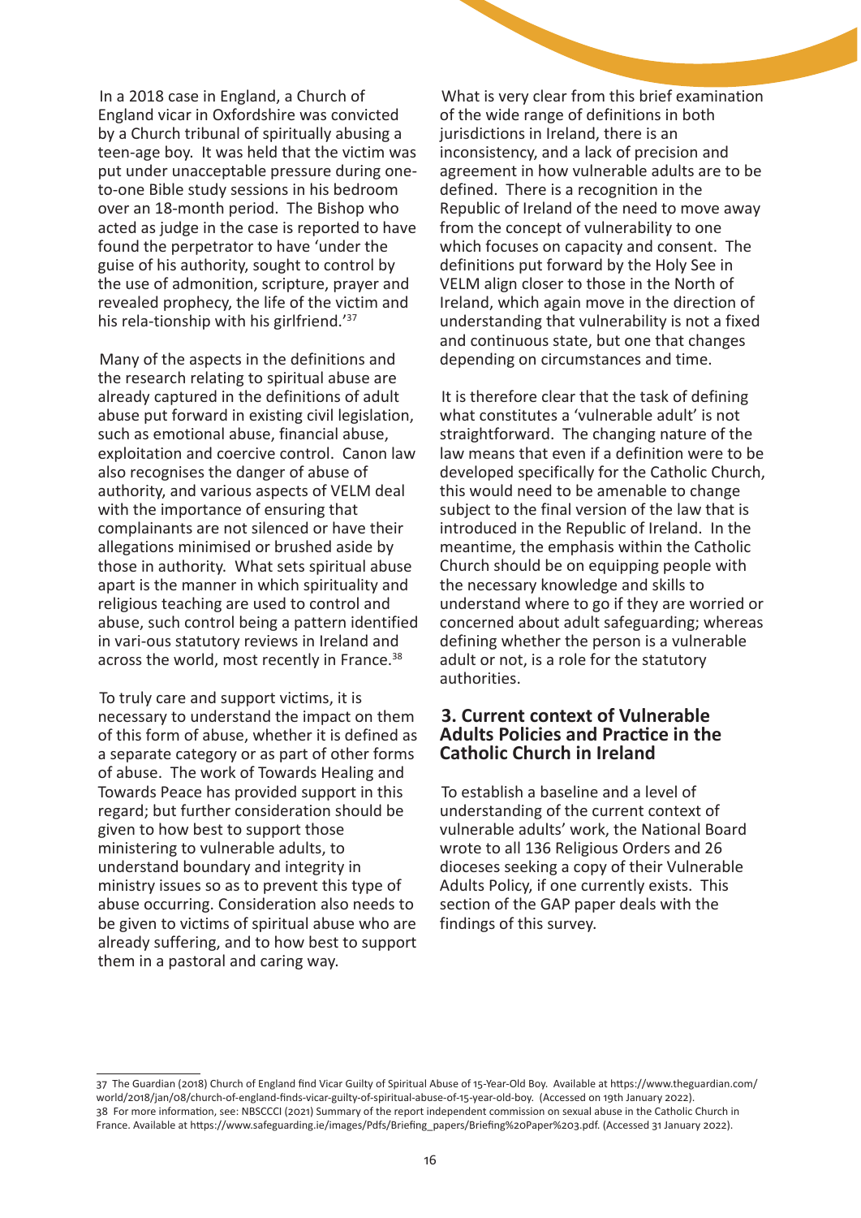In a 2018 case in England, a Church of England vicar in Oxfordshire was convicted by a Church tribunal of spiritually abusing a teen-age boy. It was held that the victim was put under unacceptable pressure during one-to-one Bible study sessions in his bedroom over an 18-month period. The Bishop who acted as judge in the case is reported to have found the perpetrator to have 'under the guise of his authority, sought to control by the use of admonition, scripture, prayer and revealed prophecy, the life of the victim and his rela-tionship with his girlfriend.'[37]

Many of the aspects in the definitions and the research relating to spiritual abuse are already captured in the definitions of adult abuse put forward in existing civil legislation, such as emotional abuse, financial abuse, exploitation and coercive control. Canon law also recognises the danger of abuse of authority, and various aspects of VELM deal with the importance of ensuring that complainants are not silenced or have their allegations minimised or brushed aside by those in authority. What sets spiritual abuse apart is the manner in which spirituality and religious teaching are used to control and abuse, such control being a pattern identified in vari-ous statutory reviews in Ireland and across the world, most recently in France.[38]

To truly care and support victims, it is necessary to understand the impact on them of this form of abuse, whether it is defined as a separate category or as part of other forms of abuse. The work of Towards Healing and Towards Peace has provided support in this regard; but further consideration should be given to how best to support those ministering to vulnerable adults, to understand boundary and integrity in ministry issues so as to prevent this type of abuse occurring. Consideration also needs to be given to victims of spiritual abuse who are already suffering, and to how best to support them in a pastoral and caring way.

What is very clear from this brief examination of the wide range of definitions in both jurisdictions in Ireland, there is an inconsistency, and a lack of precision and agreement in how vulnerable adults are to be defined. There is a recognition in the Republic of Ireland of the need to move away from the concept of vulnerability to one which focuses on capacity and consent. The definitions put forward by the Holy See in VELM align closer to those in the North of Ireland, which again move in the direction of understanding that vulnerability is not a fixed and continuous state, but one that changes depending on circumstances and time.

It is therefore clear that the task of defining what constitutes a 'vulnerable adult' is not straightforward. The changing nature of the law means that even if a definition were to be developed specifically for the Catholic Church, this would need to be amenable to change subject to the final version of the law that is introduced in the Republic of Ireland. In the meantime, the emphasis within the Catholic Church should be on equipping people with the necessary knowledge and skills to understand where to go if they are worried or concerned about adult safeguarding; whereas defining whether the person is a vulnerable adult or not, is a role for the statutory authorities.

## 3. Current context of Vulnerable Adults Policies and Practice in the Catholic Church in Ireland

To establish a baseline and a level of understanding of the current context of vulnerable adults' work, the National Board wrote to all 136 Religious Orders and 26 dioceses seeking a copy of their Vulnerable Adults Policy, if one currently exists. This section of the GAP paper deals with the findings of this survey.

---

37 The Guardian (2018) Church of England find Vicar Guilty of Spiritual Abuse of 15-Year-Old Boy. Available at https://www.theguardian.com/world/2018/jan/08/church-of-england-finds-vicar-guilty-of-spiritual-abuse-of-15-year-old-boy. (Accessed on 19th January 2022).

38 For more information, see: NBSCCCI (2021) Summary of the report independent commission on sexual abuse in the Catholic Church in France. Available at https://www.safeguarding.ie/images/Pdfs/Briefing_papers/Briefing%20Paper%203.pdf. (Accessed 31 January 2022).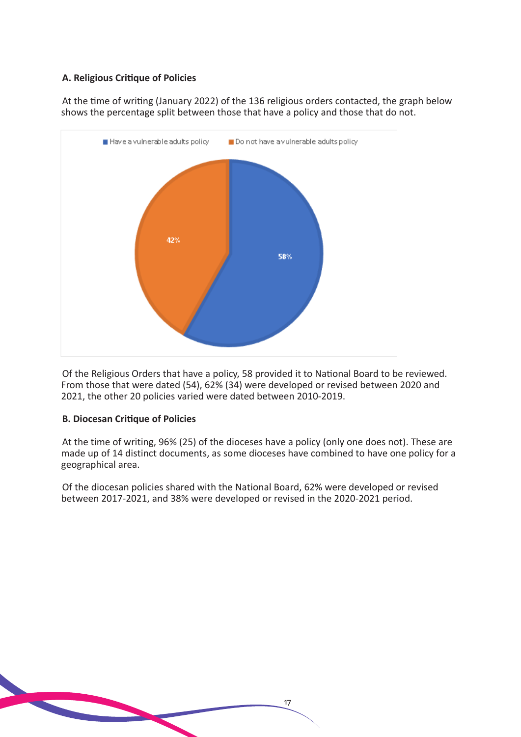**A. Religious Critique of Policies**

At the time of writing (January 2022) of the 136 religious orders contacted, the graph below shows the percentage split between those that have a policy and those that do not.

Have a vulnerable adults policy: 58%
Do not have a vulnerable adults policy: 42%

Of the Religious Orders that have a policy, 58 provided it to National Board to be reviewed. From those that were dated (54), 62% (34) were developed or revised between 2020 and 2021, the other 20 policies varied were dated between 2010-2019.

**B. Diocesan Critique of Policies**

At the time of writing, 96% (25) of the dioceses have a policy (only one does not). These are made up of 14 distinct documents, as some dioceses have combined to have one policy for a geographical area.

Of the diocesan policies shared with the National Board, 62% were developed or revised between 2017-2021, and 38% were developed or revised in the 2020-2021 period.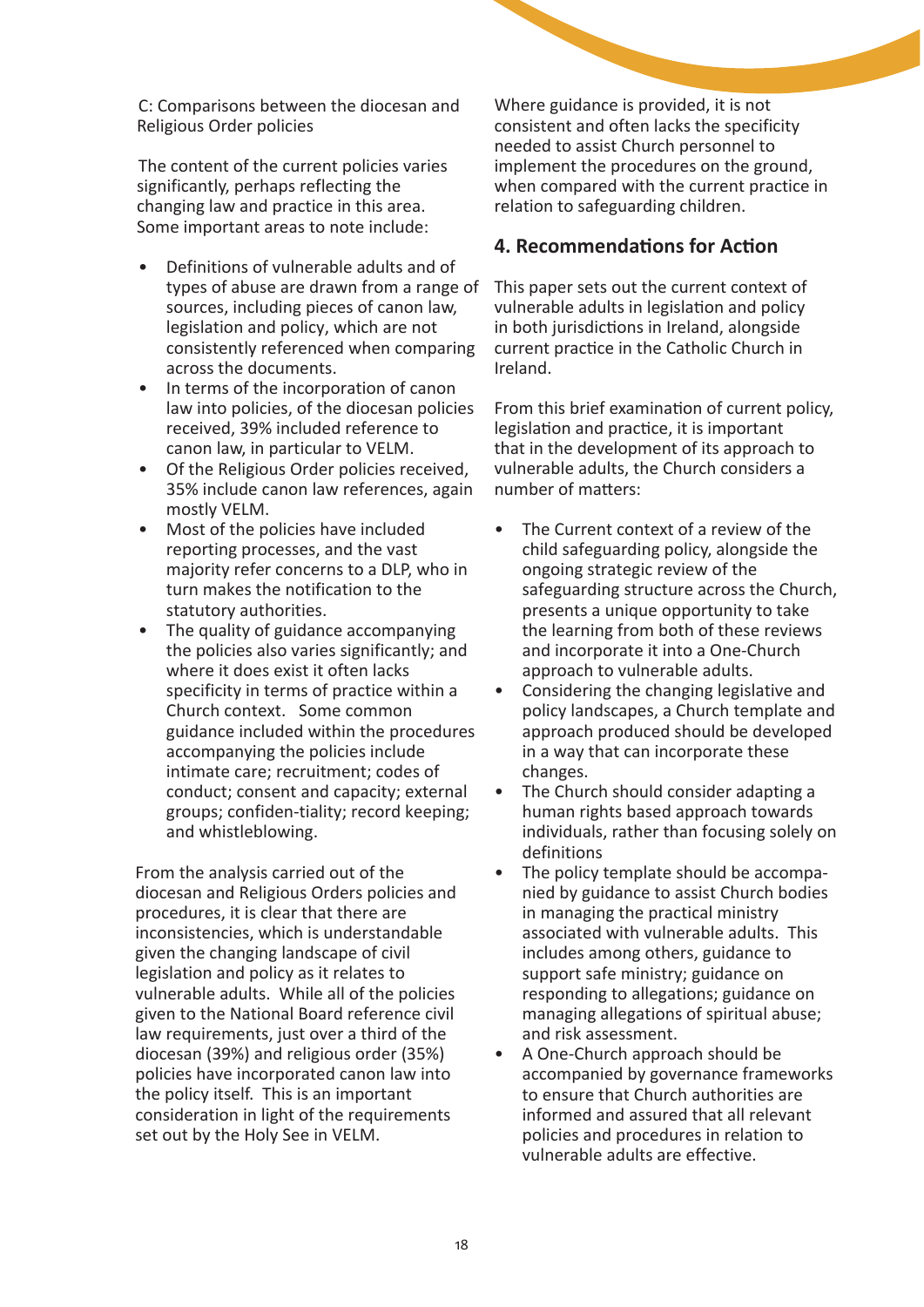C: Comparisons between the diocesan and Religious Order policies

The content of the current policies varies significantly, perhaps reflecting the changing law and practice in this area. Some important areas to note include:

- Definitions of vulnerable adults and of types of abuse are drawn from a range of sources, including pieces of canon law, legislation and policy, which are not consistently referenced when comparing across the documents.
- In terms of the incorporation of canon law into policies, of the diocesan policies received, 39% included reference to canon law, in particular to VELM.
- Of the Religious Order policies received, 35% include canon law references, again mostly VELM.
- Most of the policies have included reporting processes, and the vast majority refer concerns to a DLP, who in turn makes the notification to the statutory authorities.
- The quality of guidance accompanying the policies also varies significantly; and where it does exist it often lacks specificity in terms of practice within a Church context. Some common guidance included within the procedures accompanying the policies include intimate care; recruitment; codes of conduct; consent and capacity; external groups; confiden-tiality; record keeping; and whistleblowing.

From the analysis carried out of the diocesan and Religious Orders policies and procedures, it is clear that there are inconsistencies, which is understandable given the changing landscape of civil legislation and policy as it relates to vulnerable adults. While all of the policies given to the National Board reference civil law requirements, just over a third of the diocesan (39%) and religious order (35%) policies have incorporated canon law into the policy itself. This is an important consideration in light of the requirements set out by the Holy See in VELM.

Where guidance is provided, it is not consistent and often lacks the specificity needed to assist Church personnel to implement the procedures on the ground, when compared with the current practice in relation to safeguarding children.

## 4. Recommendations for Action

This paper sets out the current context of vulnerable adults in legislation and policy in both jurisdictions in Ireland, alongside current practice in the Catholic Church in Ireland.

From this brief examination of current policy, legislation and practice, it is important that in the development of its approach to vulnerable adults, the Church considers a number of matters:

- The Current context of a review of the child safeguarding policy, alongside the ongoing strategic review of the safeguarding structure across the Church, presents a unique opportunity to take the learning from both of these reviews and incorporate it into a One-Church approach to vulnerable adults.
- Considering the changing legislative and policy landscapes, a Church template and approach produced should be developed in a way that can incorporate these changes.
- The Church should consider adapting a human rights based approach towards individuals, rather than focusing solely on definitions
- The policy template should be accompa-nied by guidance to assist Church bodies in managing the practical ministry associated with vulnerable adults. This includes among others, guidance to support safe ministry; guidance on responding to allegations; guidance on managing allegations of spiritual abuse; and risk assessment.
- A One-Church approach should be accompanied by governance frameworks to ensure that Church authorities are informed and assured that all relevant policies and procedures in relation to vulnerable adults are effective.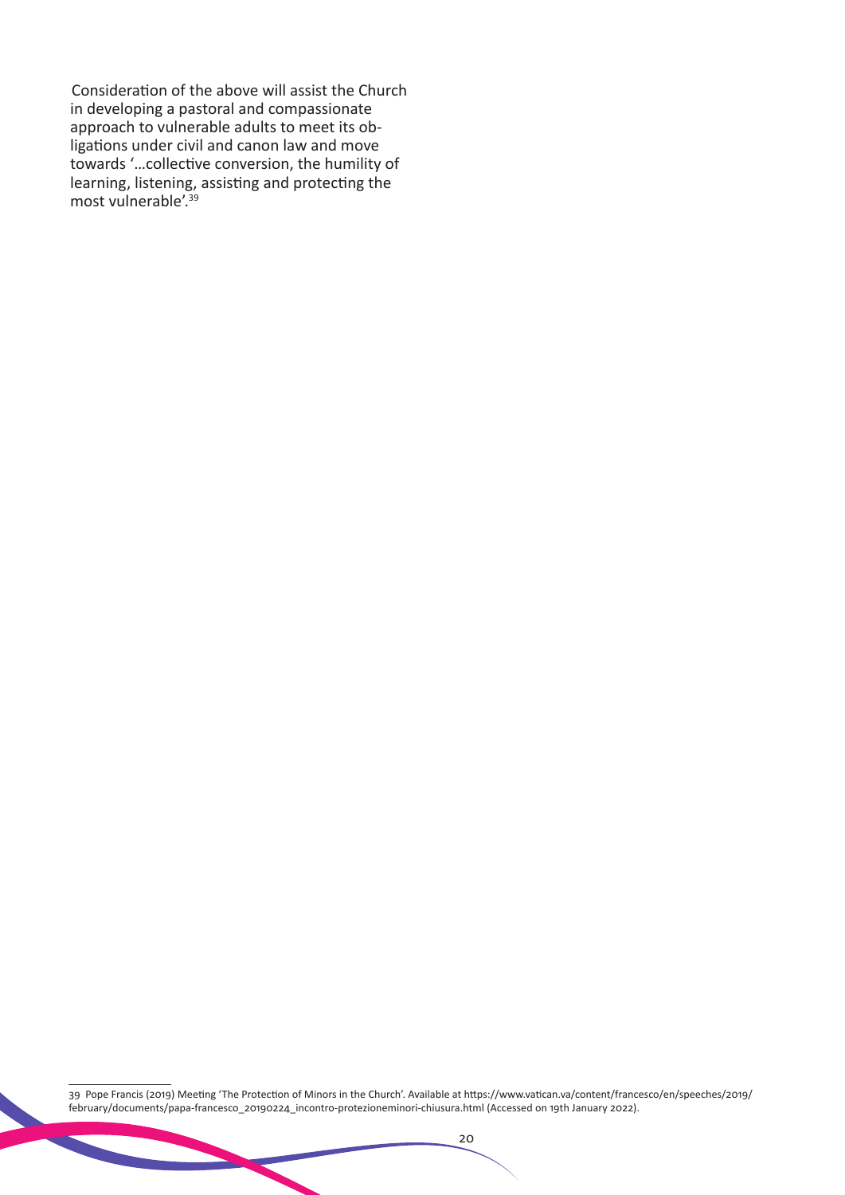Consideration of the above will assist the Church in developing a pastoral and compassionate approach to vulnerable adults to meet its obligations under civil and canon law and move towards '…collective conversion, the humility of learning, listening, assisting and protecting the most vulnerable'.[39]

39 Pope Francis (2019) Meeting 'The Protection of Minors in the Church'. Available at https://www.vatican.va/content/francesco/en/speeches/2019/february/documents/papa-francesco_20190224_incontro-protezioneminori-chiusura.html (Accessed on 19th January 2022).